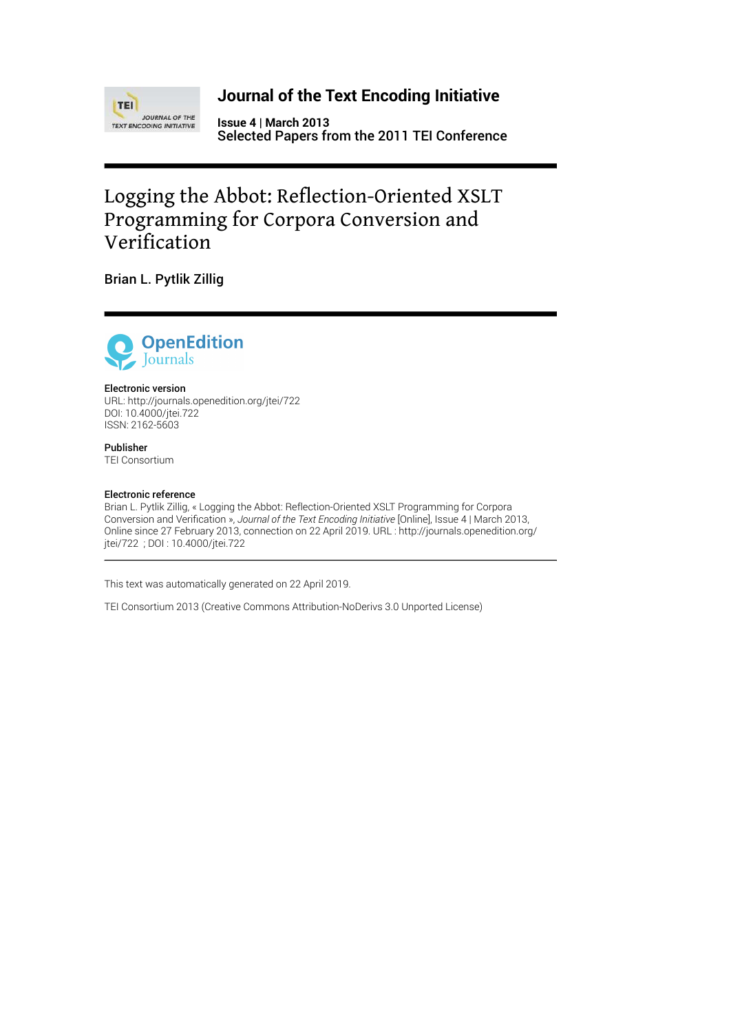# Journal of the Text Encoding Initiative

**Issue 4 | March 2013**
**Selected Papers from the 2011 TEI Conference**

# Logging the Abbot: Reflection-Oriented XSLT Programming for Corpora Conversion and Verification

Brian L. Pytlik Zillig

**Electronic version**
URL: http://journals.openedition.org/jtei/722
DOI: 10.4000/jtei.722
ISSN: 2162-5603

**Publisher**
TEI Consortium

**Electronic reference**
Brian L. Pytlik Zillig, « Logging the Abbot: Reflection-Oriented XSLT Programming for Corpora Conversion and Verification », *Journal of the Text Encoding Initiative* [Online], Issue 4 | March 2013, Online since 27 February 2013, connection on 22 April 2019. URL : http://journals.openedition.org/jtei/722 ; DOI : 10.4000/jtei.722

---

This text was automatically generated on 22 April 2019.

TEI Consortium 2013 (Creative Commons Attribution-NoDerivs 3.0 Unported License)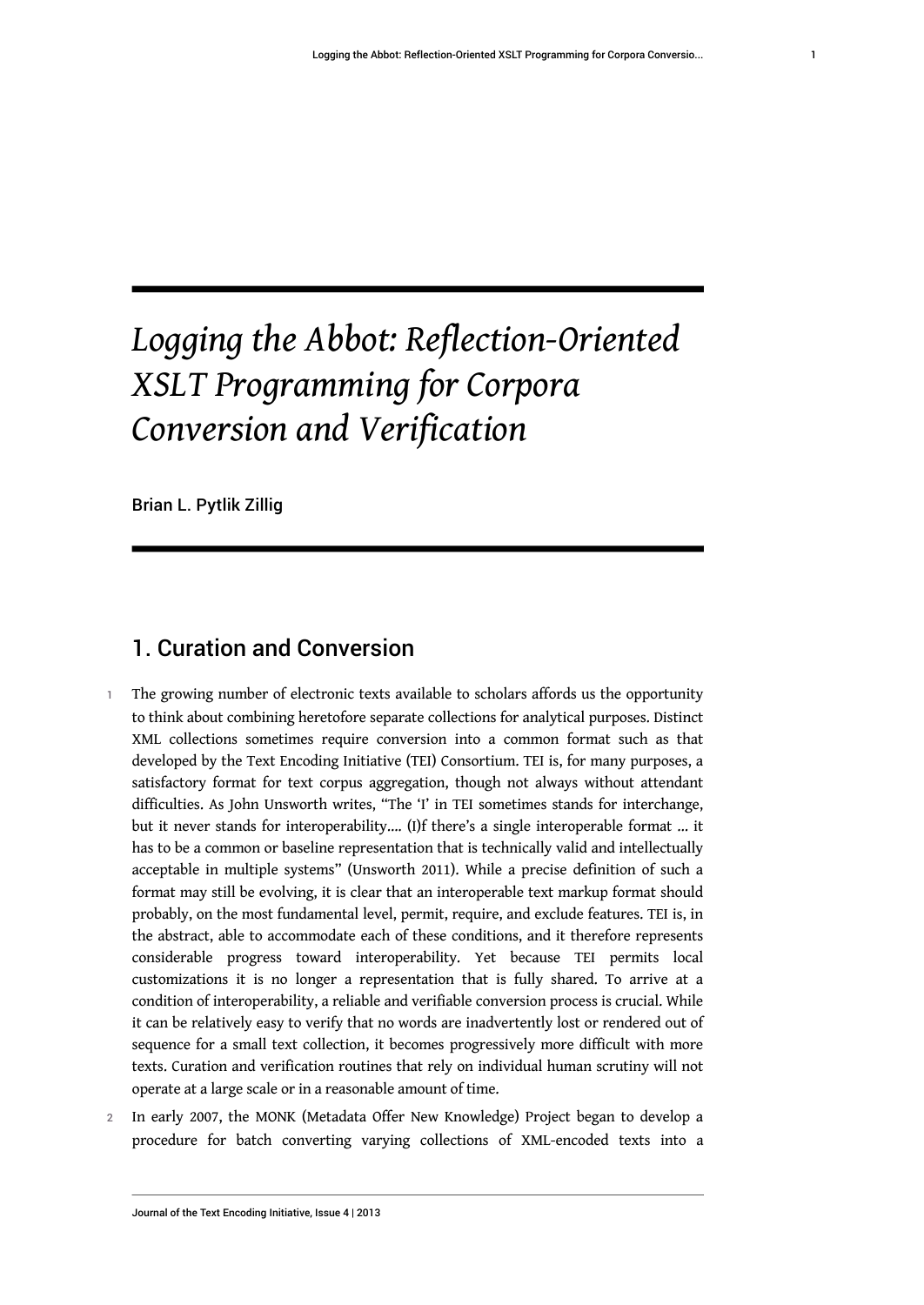# Logging the Abbot: Reflection-Oriented XSLT Programming for Corpora Conversion and Verification

Brian L. Pytlik Zillig

## 1. Curation and Conversion

1 The growing number of electronic texts available to scholars affords us the opportunity to think about combining heretofore separate collections for analytical purposes. Distinct XML collections sometimes require conversion into a common format such as that developed by the Text Encoding Initiative (TEI) Consortium. TEI is, for many purposes, a satisfactory format for text corpus aggregation, though not always without attendant difficulties. As John Unsworth writes, "The 'I' in TEI sometimes stands for interchange, but it never stands for interoperability.... (I)f there's a single interoperable format ... it has to be a common or baseline representation that is technically valid and intellectually acceptable in multiple systems" (Unsworth 2011). While a precise definition of such a format may still be evolving, it is clear that an interoperable text markup format should probably, on the most fundamental level, permit, require, and exclude features. TEI is, in the abstract, able to accommodate each of these conditions, and it therefore represents considerable progress toward interoperability. Yet because TEI permits local customizations it is no longer a representation that is fully shared. To arrive at a condition of interoperability, a reliable and verifiable conversion process is crucial. While it can be relatively easy to verify that no words are inadvertently lost or rendered out of sequence for a small text collection, it becomes progressively more difficult with more texts. Curation and verification routines that rely on individual human scrutiny will not operate at a large scale or in a reasonable amount of time.

2 In early 2007, the MONK (Metadata Offer New Knowledge) Project began to develop a procedure for batch converting varying collections of XML-encoded texts into a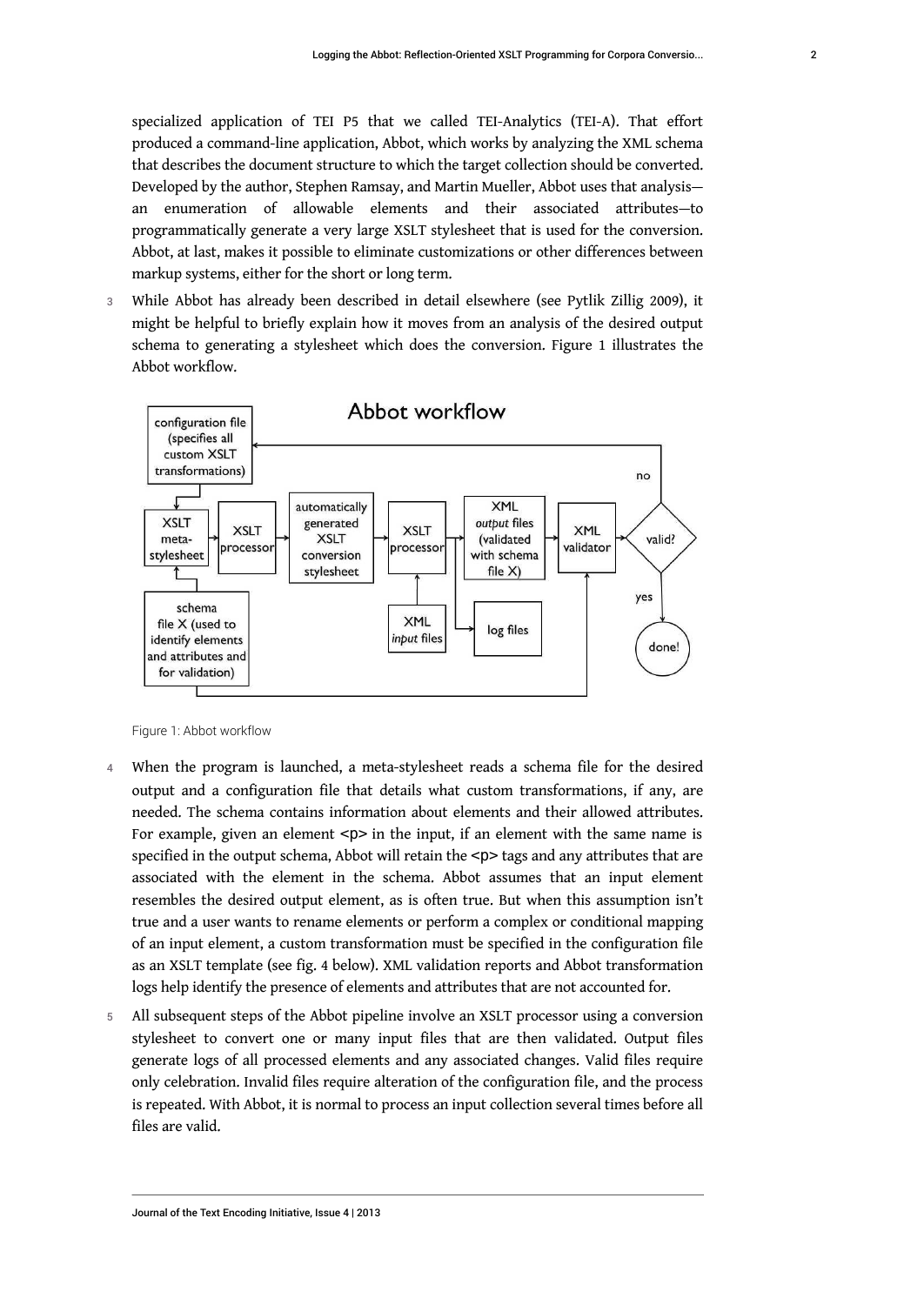specialized application of TEI P5 that we called TEI-Analytics (TEI-A). That effort produced a command-line application, Abbot, which works by analyzing the XML schema that describes the document structure to which the target collection should be converted. Developed by the author, Stephen Ramsay, and Martin Mueller, Abbot uses that analysis—an enumeration of allowable elements and their associated attributes—to programmatically generate a very large XSLT stylesheet that is used for the conversion. Abbot, at last, makes it possible to eliminate customizations or other differences between markup systems, either for the short or long term.

3 While Abbot has already been described in detail elsewhere (see Pytlik Zillig 2009), it might be helpful to briefly explain how it moves from an analysis of the desired output schema to generating a stylesheet which does the conversion. Figure 1 illustrates the Abbot workflow.

Figure 1: Abbot workflow

4 When the program is launched, a meta-stylesheet reads a schema file for the desired output and a configuration file that details what custom transformations, if any, are needed. The schema contains information about elements and their allowed attributes. For example, given an element <p> in the input, if an element with the same name is specified in the output schema, Abbot will retain the <p> tags and any attributes that are associated with the element in the schema. Abbot assumes that an input element resembles the desired output element, as is often true. But when this assumption isn't true and a user wants to rename elements or perform a complex or conditional mapping of an input element, a custom transformation must be specified in the configuration file as an XSLT template (see fig. 4 below). XML validation reports and Abbot transformation logs help identify the presence of elements and attributes that are not accounted for.

5 All subsequent steps of the Abbot pipeline involve an XSLT processor using a conversion stylesheet to convert one or many input files that are then validated. Output files generate logs of all processed elements and any associated changes. Valid files require only celebration. Invalid files require alteration of the configuration file, and the process is repeated. With Abbot, it is normal to process an input collection several times before all files are valid.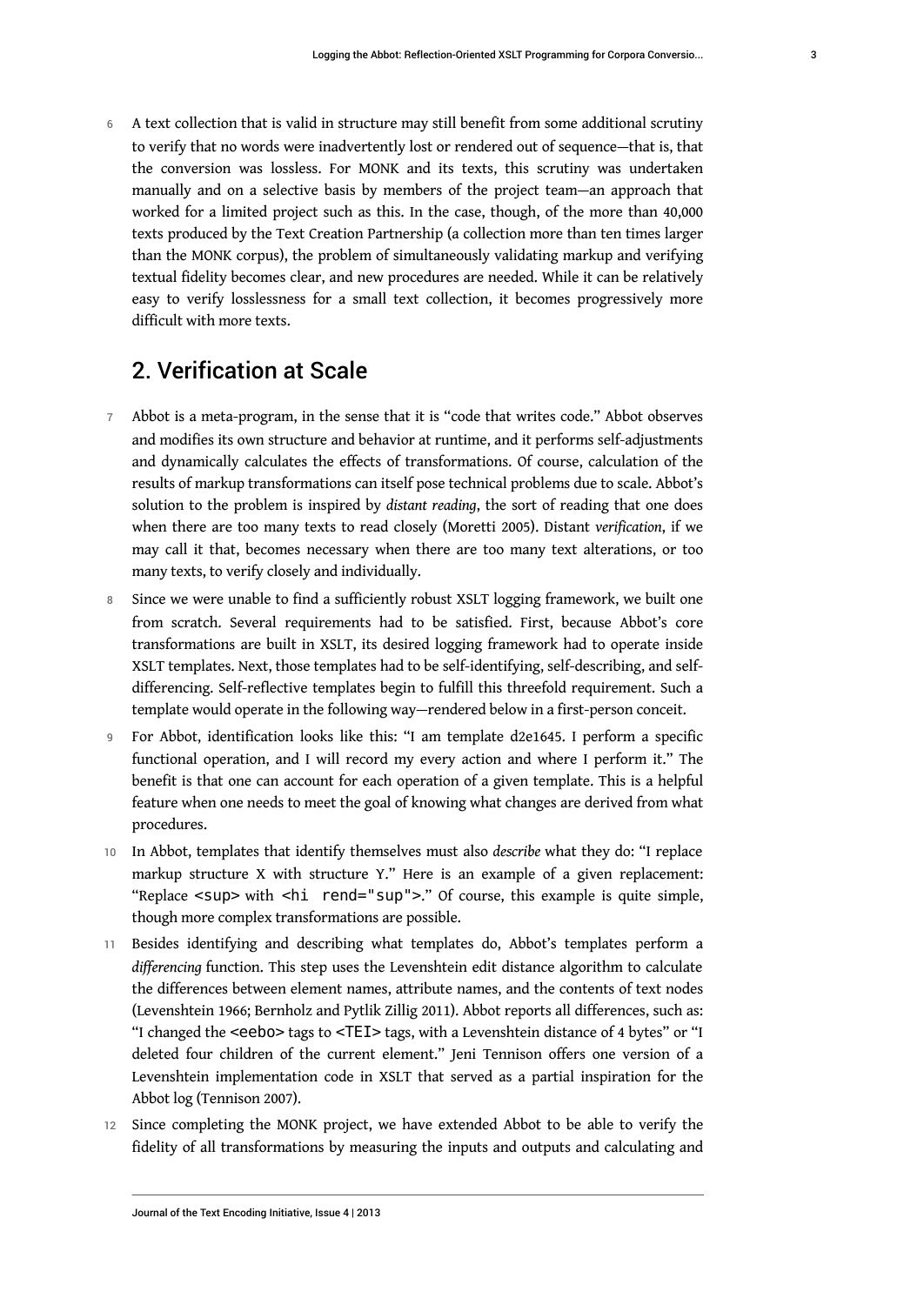6 A text collection that is valid in structure may still benefit from some additional scrutiny to verify that no words were inadvertently lost or rendered out of sequence—that is, that the conversion was lossless. For MONK and its texts, this scrutiny was undertaken manually and on a selective basis by members of the project team—an approach that worked for a limited project such as this. In the case, though, of the more than 40,000 texts produced by the Text Creation Partnership (a collection more than ten times larger than the MONK corpus), the problem of simultaneously validating markup and verifying textual fidelity becomes clear, and new procedures are needed. While it can be relatively easy to verify losslessness for a small text collection, it becomes progressively more difficult with more texts.

## 2. Verification at Scale

7 Abbot is a meta-program, in the sense that it is "code that writes code." Abbot observes and modifies its own structure and behavior at runtime, and it performs self-adjustments and dynamically calculates the effects of transformations. Of course, calculation of the results of markup transformations can itself pose technical problems due to scale. Abbot's solution to the problem is inspired by *distant reading*, the sort of reading that one does when there are too many texts to read closely (Moretti 2005). Distant *verification*, if we may call it that, becomes necessary when there are too many text alterations, or too many texts, to verify closely and individually.

8 Since we were unable to find a sufficiently robust XSLT logging framework, we built one from scratch. Several requirements had to be satisfied. First, because Abbot's core transformations are built in XSLT, its desired logging framework had to operate inside XSLT templates. Next, those templates had to be self-identifying, self-describing, and self-differencing. Self-reflective templates begin to fulfill this threefold requirement. Such a template would operate in the following way—rendered below in a first-person conceit.

9 For Abbot, identification looks like this: "I am template d2e1645. I perform a specific functional operation, and I will record my every action and where I perform it." The benefit is that one can account for each operation of a given template. This is a helpful feature when one needs to meet the goal of knowing what changes are derived from what procedures.

10 In Abbot, templates that identify themselves must also *describe* what they do: "I replace markup structure X with structure Y." Here is an example of a given replacement: "Replace `<sup>` with `<hi rend="sup">`." Of course, this example is quite simple, though more complex transformations are possible.

11 Besides identifying and describing what templates do, Abbot's templates perform a *differencing* function. This step uses the Levenshtein edit distance algorithm to calculate the differences between element names, attribute names, and the contents of text nodes (Levenshtein 1966; Bernholz and Pytlik Zillig 2011). Abbot reports all differences, such as: "I changed the `<eebo>` tags to `<TEI>` tags, with a Levenshtein distance of 4 bytes" or "I deleted four children of the current element." Jeni Tennison offers one version of a Levenshtein implementation code in XSLT that served as a partial inspiration for the Abbot log (Tennison 2007).

12 Since completing the MONK project, we have extended Abbot to be able to verify the fidelity of all transformations by measuring the inputs and outputs and calculating and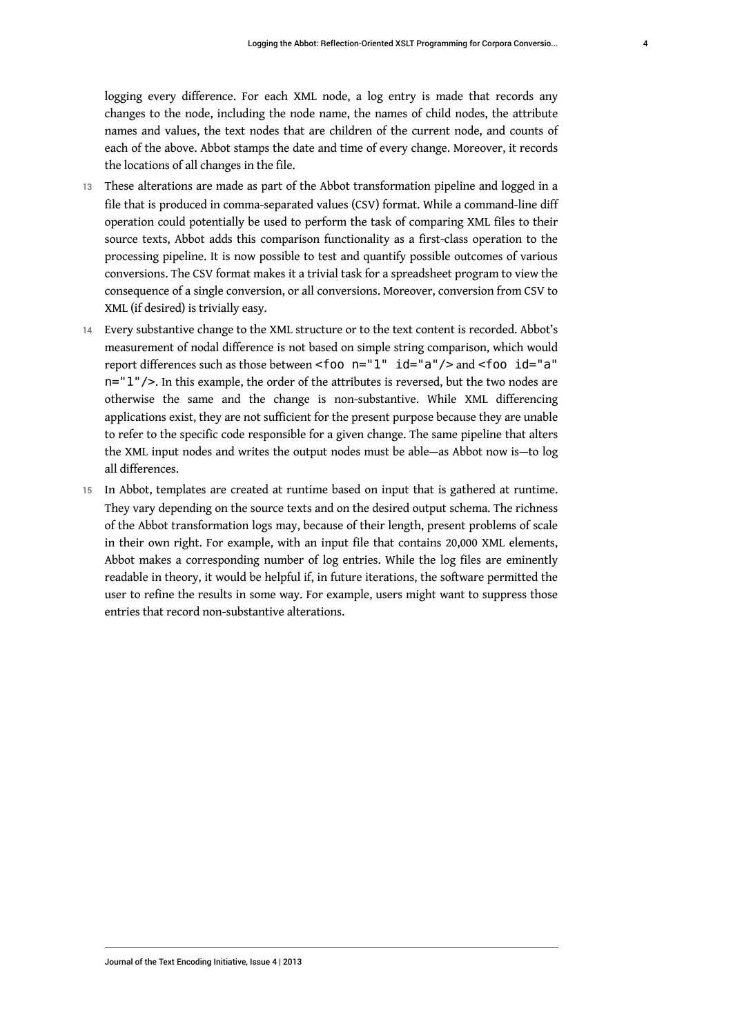logging every difference. For each XML node, a log entry is made that records any changes to the node, including the node name, the names of child nodes, the attribute names and values, the text nodes that are children of the current node, and counts of each of the above. Abbot stamps the date and time of every change. Moreover, it records the locations of all changes in the file.

13 These alterations are made as part of the Abbot transformation pipeline and logged in a file that is produced in comma-separated values (CSV) format. While a command-line diff operation could potentially be used to perform the task of comparing XML files to their source texts, Abbot adds this comparison functionality as a first-class operation to the processing pipeline. It is now possible to test and quantify possible outcomes of various conversions. The CSV format makes it a trivial task for a spreadsheet program to view the consequence of a single conversion, or all conversions. Moreover, conversion from CSV to XML (if desired) is trivially easy.

14 Every substantive change to the XML structure or to the text content is recorded. Abbot's measurement of nodal difference is not based on simple string comparison, which would report differences such as those between `<foo n="1" id="a"/>` and `<foo id="a" n="1"/>`. In this example, the order of the attributes is reversed, but the two nodes are otherwise the same and the change is non-substantive. While XML differencing applications exist, they are not sufficient for the present purpose because they are unable to refer to the specific code responsible for a given change. The same pipeline that alters the XML input nodes and writes the output nodes must be able—as Abbot now is—to log all differences.

15 In Abbot, templates are created at runtime based on input that is gathered at runtime. They vary depending on the source texts and on the desired output schema. The richness of the Abbot transformation logs may, because of their length, present problems of scale in their own right. For example, with an input file that contains 20,000 XML elements, Abbot makes a corresponding number of log entries. While the log files are eminently readable in theory, it would be helpful if, in future iterations, the software permitted the user to refine the results in some way. For example, users might want to suppress those entries that record non-substantive alterations.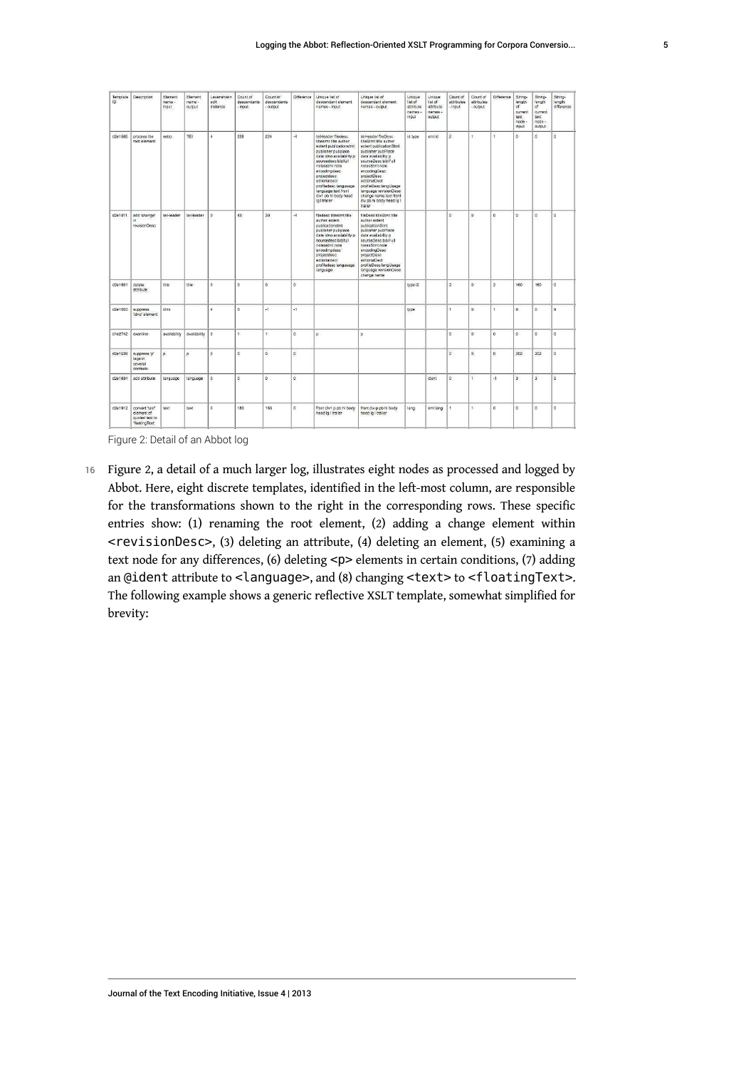| Template ID | Description | Element name - input | Element name - output | Levenshtein edit distance | Count of descendants - input | Count of descendants - output | Difference | Unique list of descendant element names - input | Unique list of descendant element names - output | Unique list of attribute names - input | Unique list of attribute names - output | Count of attributes - input | Count of attributes - output | Difference | String-length of current text node - input | String-length of current text node - output | String-length difference |
|---|---|---|---|---|---|---|---|---|---|---|---|---|---|---|---|---|---|
| d2e1985 | process the root element | eebo | TEI | 4 | 228 | 224 | -4 | teiHeader filedesc titlestmt title author extent publicationstmt publisher pubplace date idno availability p sourcedesc biblfull notesstmt note encodingdesc projectdesc editorialdecl profiledesc langusage language text front div1 pb hi body head lg l trailer | teiHeader fileDesc titleStmt title author extent publicationStmt publisher pubPlace date availability p sourceDesc biblFull notesStmt note encodingDesc projectDesc editorialDecl profileDesc langUsage language revisionDesc change name text front div pb hi body head lg l trailer | id type | xml:id | 2 | 1 | 1 | 0 | 0 | 0 |
| d2e1911 | add 'change' in revisionDesc | tei-header | teiHeader | 0 | 43 | 39 | -4 | filedesc titlestmt title author extent publicationstmt publisher pubplace date idno availability p sourcedesc biblfull notesstmt note encodingdesc projectdesc editorialdecl profiledesc langusage language | fileDesc titleStmt title author extent publicationStmt publisher pubPlace date availability p sourceDesc biblFull notesStmt note encodingDesc projectDesc editorialDecl profileDesc langUsage language revisionDesc change name | | | 0 | 0 | 0 | 0 | 0 | 0 |
| d2e1851 | delete attribute | title | title | 0 | 0 | 0 | 0 | | | type i2 | | 2 | 0 | 2 | 160 | 160 | 0 |
| d2e1933 | suppress 'idno' element | idno | | 4 | 0 | -1 | -1 | | | type | | 1 | 0 | 1 | 9 | 0 | 9 |
| d1e2742 | examine | availability | availability | 0 | 1 | 1 | 0 | p | p | | | 0 | 0 | 0 | 0 | 0 | 0 |
| d2e1639 | suppress 'p' tags in several contexts | p | p | 0 | 0 | 0 | 0 | | | | | 0 | 0 | 0 | 302 | 302 | 0 |
| d2e1834 | add attribute | language | language | 0 | 0 | 0 | 0 | | | | ident | 0 | 1 | -1 | 3 | 3 | 0 |
| d2e1912 | convert 'text' element of quoted text to 'floatingText' | text | text | 0 | 183 | 183 | 0 | front div1 p pb hi body head lg l trailer | front div p pb hi body head lg l trailer | lang | xml:lang | 1 | 1 | 0 | 0 | 0 | 0 |

Figure 2: Detail of an Abbot log

16 Figure 2, a detail of a much larger log, illustrates eight nodes as processed and logged by Abbot. Here, eight discrete templates, identified in the left-most column, are responsible for the transformations shown to the right in the corresponding rows. These specific entries show: (1) renaming the root element, (2) adding a change element within `<revisionDesc>`, (3) deleting an attribute, (4) deleting an element, (5) examining a text node for any differences, (6) deleting `<p>` elements in certain conditions, (7) adding an `@ident` attribute to `<language>`, and (8) changing `<text>` to `<floatingText>`. The following example shows a generic reflective XSLT template, somewhat simplified for brevity: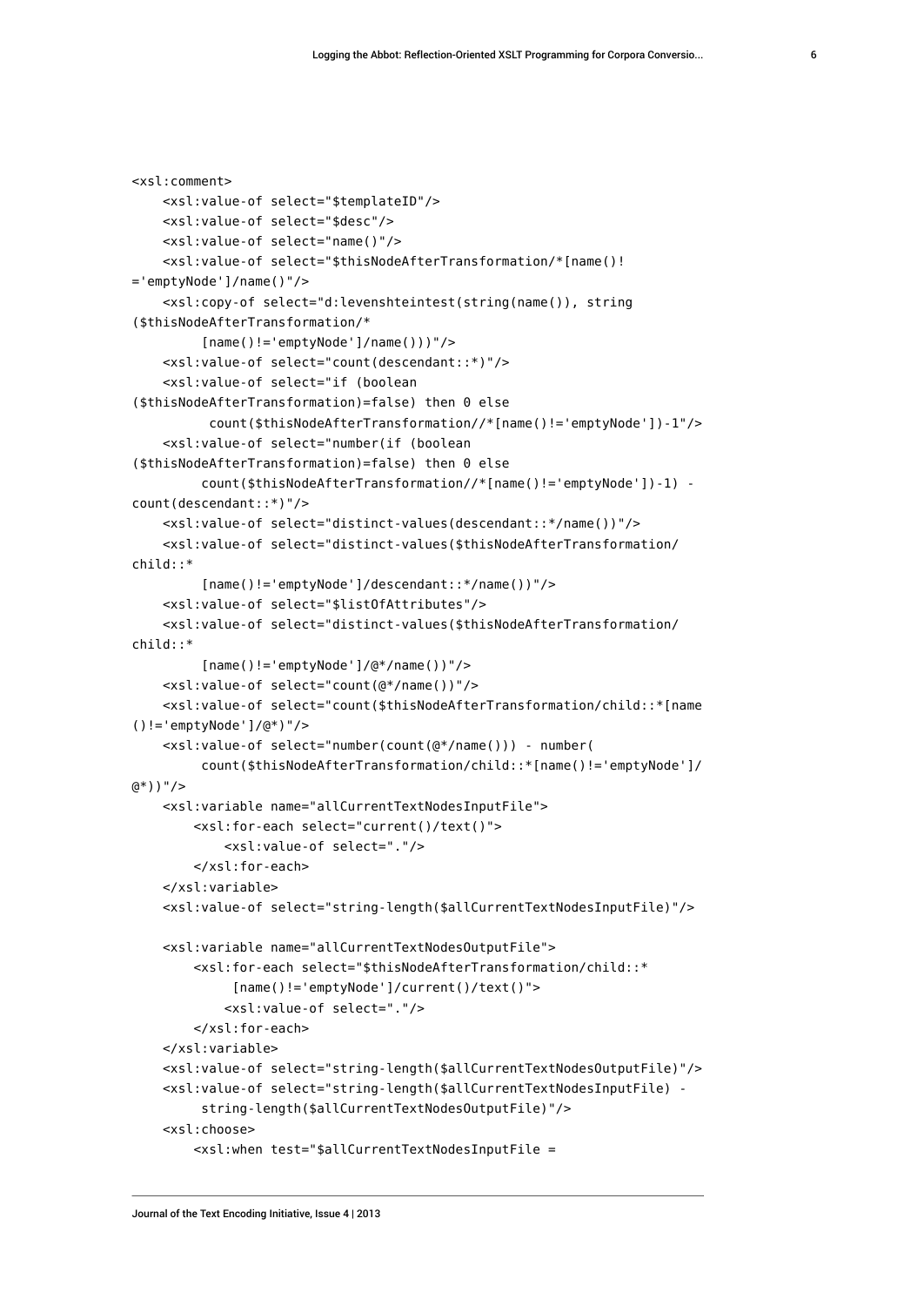```
<xsl:comment>
    <xsl:value-of select="$templateID"/>
    <xsl:value-of select="$desc"/>
    <xsl:value-of select="name()"/>
    <xsl:value-of select="$thisNodeAfterTransformation/*[name()!
='emptyNode']/name()"/>
    <xsl:copy-of select="d:levenshteintest(string(name()), string
($thisNodeAfterTransformation/*
         [name()!='emptyNode']/name()))"/>
    <xsl:value-of select="count(descendant::*)"/>
    <xsl:value-of select="if (boolean
($thisNodeAfterTransformation)=false) then 0 else
          count($thisNodeAfterTransformation//*[name()!='emptyNode'])-1"/>
    <xsl:value-of select="number(if (boolean
($thisNodeAfterTransformation)=false) then 0 else
         count($thisNodeAfterTransformation//*[name()!='emptyNode'])-1) -
count(descendant::*)"/>
    <xsl:value-of select="distinct-values(descendant::*/name())"/>
    <xsl:value-of select="distinct-values($thisNodeAfterTransformation/
child::*
         [name()!='emptyNode']/descendant::*/name())"/>
    <xsl:value-of select="$listOfAttributes"/>
    <xsl:value-of select="distinct-values($thisNodeAfterTransformation/
child::*
         [name()!='emptyNode']/@*/name())"/>
    <xsl:value-of select="count(@*/name())"/>
    <xsl:value-of select="count($thisNodeAfterTransformation/child::*[name
()!='emptyNode']/@*)"/>
    <xsl:value-of select="number(count(@*/name())) - number(
         count($thisNodeAfterTransformation/child::*[name()!='emptyNode']/
@*))"/>
    <xsl:variable name="allCurrentTextNodesInputFile">
        <xsl:for-each select="current()/text()">
            <xsl:value-of select="."/>
        </xsl:for-each>
    </xsl:variable>
    <xsl:value-of select="string-length($allCurrentTextNodesInputFile)"/>

    <xsl:variable name="allCurrentTextNodesOutputFile">
        <xsl:for-each select="$thisNodeAfterTransformation/child::*
             [name()!='emptyNode']/current()/text()">
            <xsl:value-of select="."/>
        </xsl:for-each>
    </xsl:variable>
    <xsl:value-of select="string-length($allCurrentTextNodesOutputFile)"/>
    <xsl:value-of select="string-length($allCurrentTextNodesInputFile) -
         string-length($allCurrentTextNodesOutputFile)"/>
    <xsl:choose>
        <xsl:when test="$allCurrentTextNodesInputFile =
```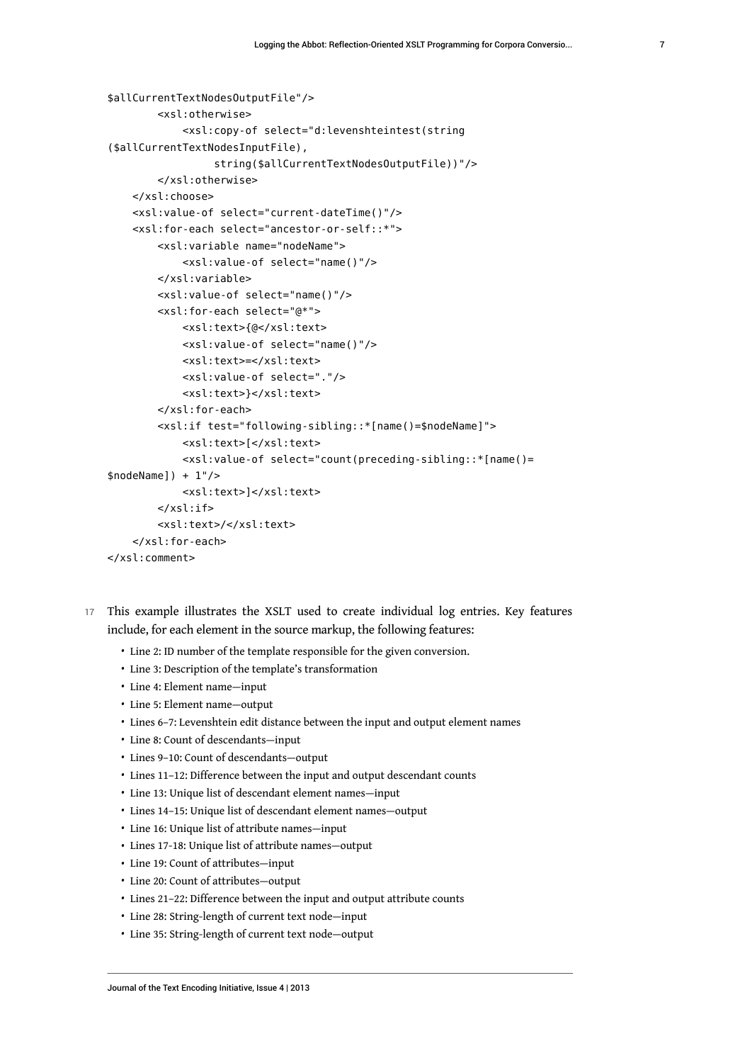```
$allCurrentTextNodesOutputFile"/>
        <xsl:otherwise>
            <xsl:copy-of select="d:levenshteintest(string
($allCurrentTextNodesInputFile),
                string($allCurrentTextNodesOutputFile))"/>
        </xsl:otherwise>
    </xsl:choose>
    <xsl:value-of select="current-dateTime()"/>
    <xsl:for-each select="ancestor-or-self::*">
        <xsl:variable name="nodeName">
            <xsl:value-of select="name()"/>
        </xsl:variable>
        <xsl:value-of select="name()"/>
        <xsl:for-each select="@*">
            <xsl:text>{@</xsl:text>
            <xsl:value-of select="name()"/>
            <xsl:text>=</xsl:text>
            <xsl:value-of select="."/>
            <xsl:text>}</xsl:text>
        </xsl:for-each>
        <xsl:if test="following-sibling::*[name()=$nodeName]">
            <xsl:text>[</xsl:text>
            <xsl:value-of select="count(preceding-sibling::*[name()=
$nodeName]) + 1"/>
            <xsl:text>]</xsl:text>
        </xsl:if>
        <xsl:text>/</xsl:text>
    </xsl:for-each>
</xsl:comment>
```

17 This example illustrates the XSLT used to create individual log entries. Key features include, for each element in the source markup, the following features:

- Line 2: ID number of the template responsible for the given conversion.
- Line 3: Description of the template's transformation
- Line 4: Element name—input
- Line 5: Element name—output
- Lines 6–7: Levenshtein edit distance between the input and output element names
- Line 8: Count of descendants—input
- Lines 9–10: Count of descendants—output
- Lines 11–12: Difference between the input and output descendant counts
- Line 13: Unique list of descendant element names—input
- Lines 14–15: Unique list of descendant element names—output
- Line 16: Unique list of attribute names—input
- Lines 17-18: Unique list of attribute names—output
- Line 19: Count of attributes—input
- Line 20: Count of attributes—output
- Lines 21–22: Difference between the input and output attribute counts
- Line 28: String-length of current text node—input
- Line 35: String-length of current text node—output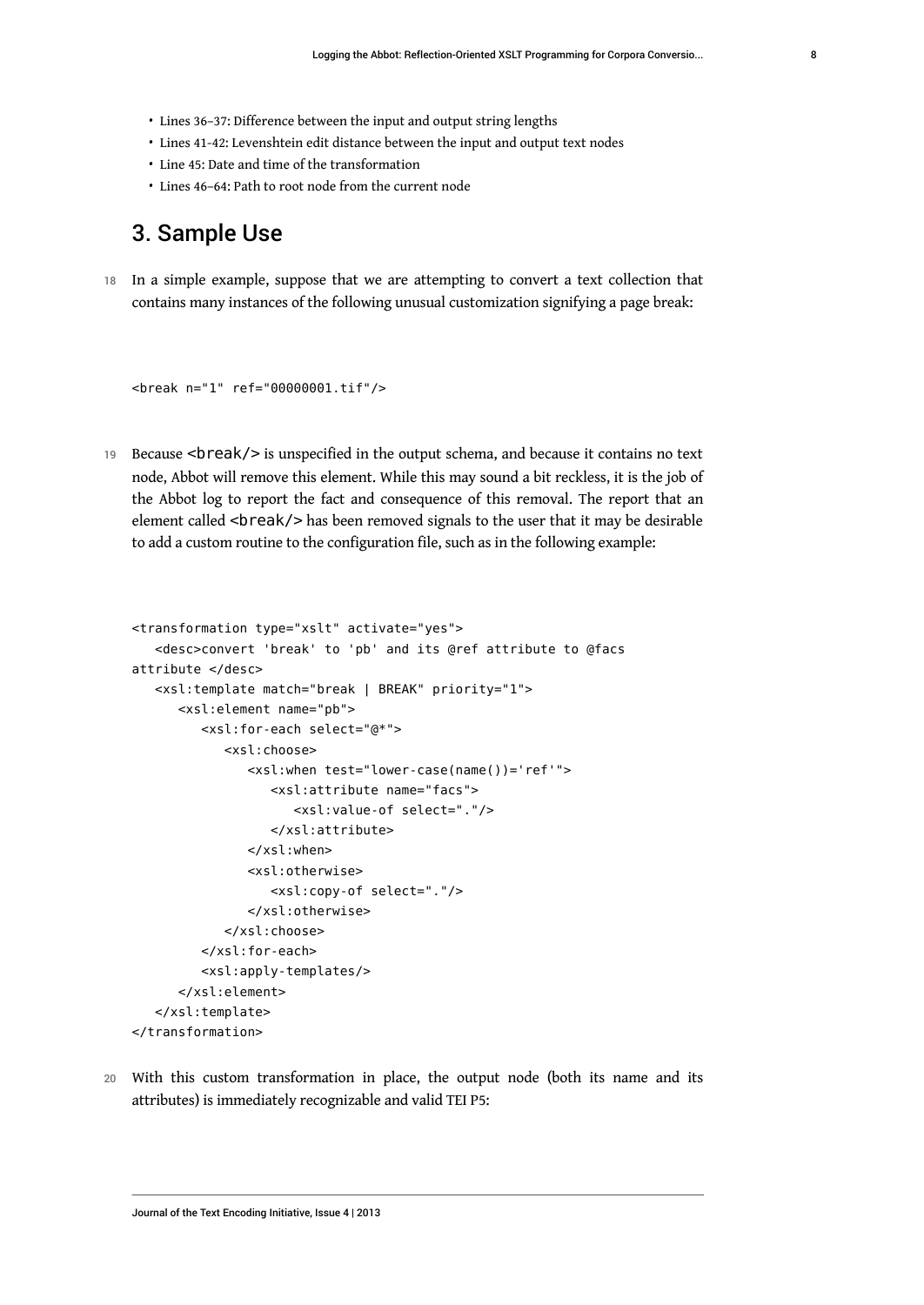- Lines 36–37: Difference between the input and output string lengths
- Lines 41-42: Levenshtein edit distance between the input and output text nodes
- Line 45: Date and time of the transformation
- Lines 46–64: Path to root node from the current node

## 3. Sample Use

18 In a simple example, suppose that we are attempting to convert a text collection that contains many instances of the following unusual customization signifying a page break:

```
<break n="1" ref="00000001.tif"/>
```

19 Because `<break/>` is unspecified in the output schema, and because it contains no text node, Abbot will remove this element. While this may sound a bit reckless, it is the job of the Abbot log to report the fact and consequence of this removal. The report that an element called `<break/>` has been removed signals to the user that it may be desirable to add a custom routine to the configuration file, such as in the following example:

```
<transformation type="xslt" activate="yes">
   <desc>convert 'break' to 'pb' and its @ref attribute to @facs
attribute </desc>
   <xsl:template match="break | BREAK" priority="1">
      <xsl:element name="pb">
         <xsl:for-each select="@*">
            <xsl:choose>
               <xsl:when test="lower-case(name())='ref'">
                  <xsl:attribute name="facs">
                     <xsl:value-of select="."/>
                  </xsl:attribute>
               </xsl:when>
               <xsl:otherwise>
                  <xsl:copy-of select="."/>
               </xsl:otherwise>
            </xsl:choose>
         </xsl:for-each>
         <xsl:apply-templates/>
      </xsl:element>
   </xsl:template>
</transformation>
```

20 With this custom transformation in place, the output node (both its name and its attributes) is immediately recognizable and valid TEI P5: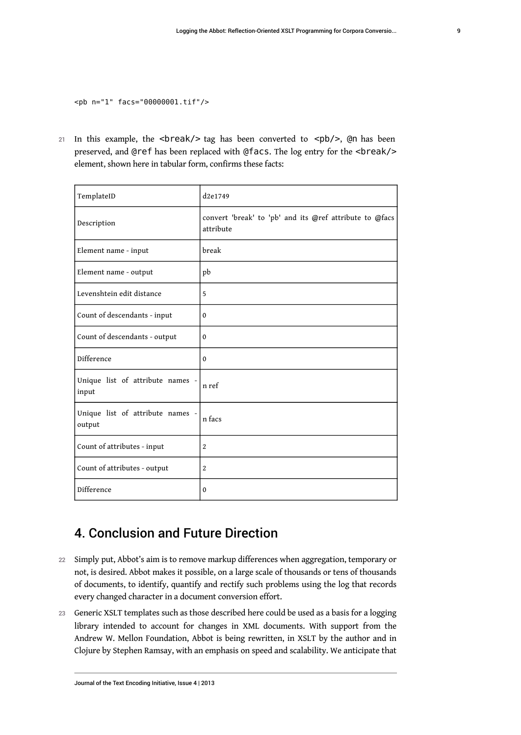```
<pb n="1" facs="00000001.tif"/>
```

21 In this example, the `<break/>` tag has been converted to `<pb/>`, `@n` has been preserved, and `@ref` has been replaced with `@facs`. The log entry for the `<break/>` element, shown here in tabular form, confirms these facts:

| | |
|---|---|
| TemplateID | d2e1749 |
| Description | convert 'break' to 'pb' and its @ref attribute to @facs attribute |
| Element name - input | break |
| Element name - output | pb |
| Levenshtein edit distance | 5 |
| Count of descendants - input | 0 |
| Count of descendants - output | 0 |
| Difference | 0 |
| Unique list of attribute names - input | n ref |
| Unique list of attribute names - output | n facs |
| Count of attributes - input | 2 |
| Count of attributes - output | 2 |
| Difference | 0 |

## 4. Conclusion and Future Direction

22 Simply put, Abbot's aim is to remove markup differences when aggregation, temporary or not, is desired. Abbot makes it possible, on a large scale of thousands or tens of thousands of documents, to identify, quantify and rectify such problems using the log that records every changed character in a document conversion effort.

23 Generic XSLT templates such as those described here could be used as a basis for a logging library intended to account for changes in XML documents. With support from the Andrew W. Mellon Foundation, Abbot is being rewritten, in XSLT by the author and in Clojure by Stephen Ramsay, with an emphasis on speed and scalability. We anticipate that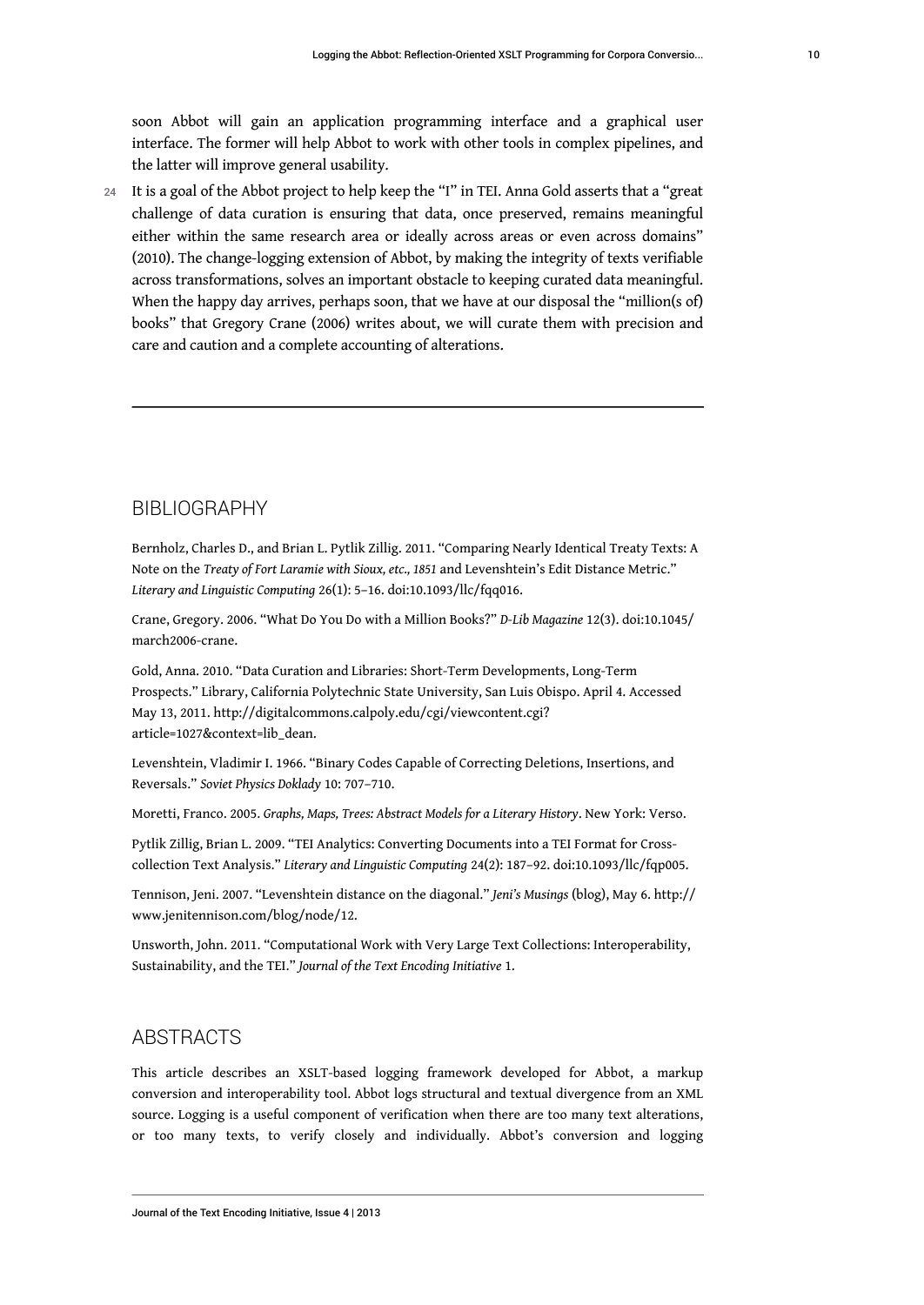soon Abbot will gain an application programming interface and a graphical user interface. The former will help Abbot to work with other tools in complex pipelines, and the latter will improve general usability.

24 It is a goal of the Abbot project to help keep the "I" in TEI. Anna Gold asserts that a "great challenge of data curation is ensuring that data, once preserved, remains meaningful either within the same research area or ideally across areas or even across domains" (2010). The change-logging extension of Abbot, by making the integrity of texts verifiable across transformations, solves an important obstacle to keeping curated data meaningful. When the happy day arrives, perhaps soon, that we have at our disposal the "million(s of) books" that Gregory Crane (2006) writes about, we will curate them with precision and care and caution and a complete accounting of alterations.

---

## BIBLIOGRAPHY

Bernholz, Charles D., and Brian L. Pytlik Zillig. 2011. "Comparing Nearly Identical Treaty Texts: A Note on the *Treaty of Fort Laramie with Sioux, etc., 1851* and Levenshtein's Edit Distance Metric." *Literary and Linguistic Computing* 26(1): 5–16. doi:10.1093/llc/fqq016.

Crane, Gregory. 2006. "What Do You Do with a Million Books?" *D-Lib Magazine* 12(3). doi:10.1045/march2006-crane.

Gold, Anna. 2010. "Data Curation and Libraries: Short-Term Developments, Long-Term Prospects." Library, California Polytechnic State University, San Luis Obispo. April 4. Accessed May 13, 2011. http://digitalcommons.calpoly.edu/cgi/viewcontent.cgi?article=1027&context=lib_dean.

Levenshtein, Vladimir I. 1966. "Binary Codes Capable of Correcting Deletions, Insertions, and Reversals." *Soviet Physics Doklady* 10: 707–710.

Moretti, Franco. 2005. *Graphs, Maps, Trees: Abstract Models for a Literary History*. New York: Verso.

Pytlik Zillig, Brian L. 2009. "TEI Analytics: Converting Documents into a TEI Format for Cross-collection Text Analysis." *Literary and Linguistic Computing* 24(2): 187–92. doi:10.1093/llc/fqp005.

Tennison, Jeni. 2007. "Levenshtein distance on the diagonal." *Jeni's Musings* (blog), May 6. http://www.jenitennison.com/blog/node/12.

Unsworth, John. 2011. "Computational Work with Very Large Text Collections: Interoperability, Sustainability, and the TEI." *Journal of the Text Encoding Initiative* 1.

## ABSTRACTS

This article describes an XSLT-based logging framework developed for Abbot, a markup conversion and interoperability tool. Abbot logs structural and textual divergence from an XML source. Logging is a useful component of verification when there are too many text alterations, or too many texts, to verify closely and individually. Abbot's conversion and logging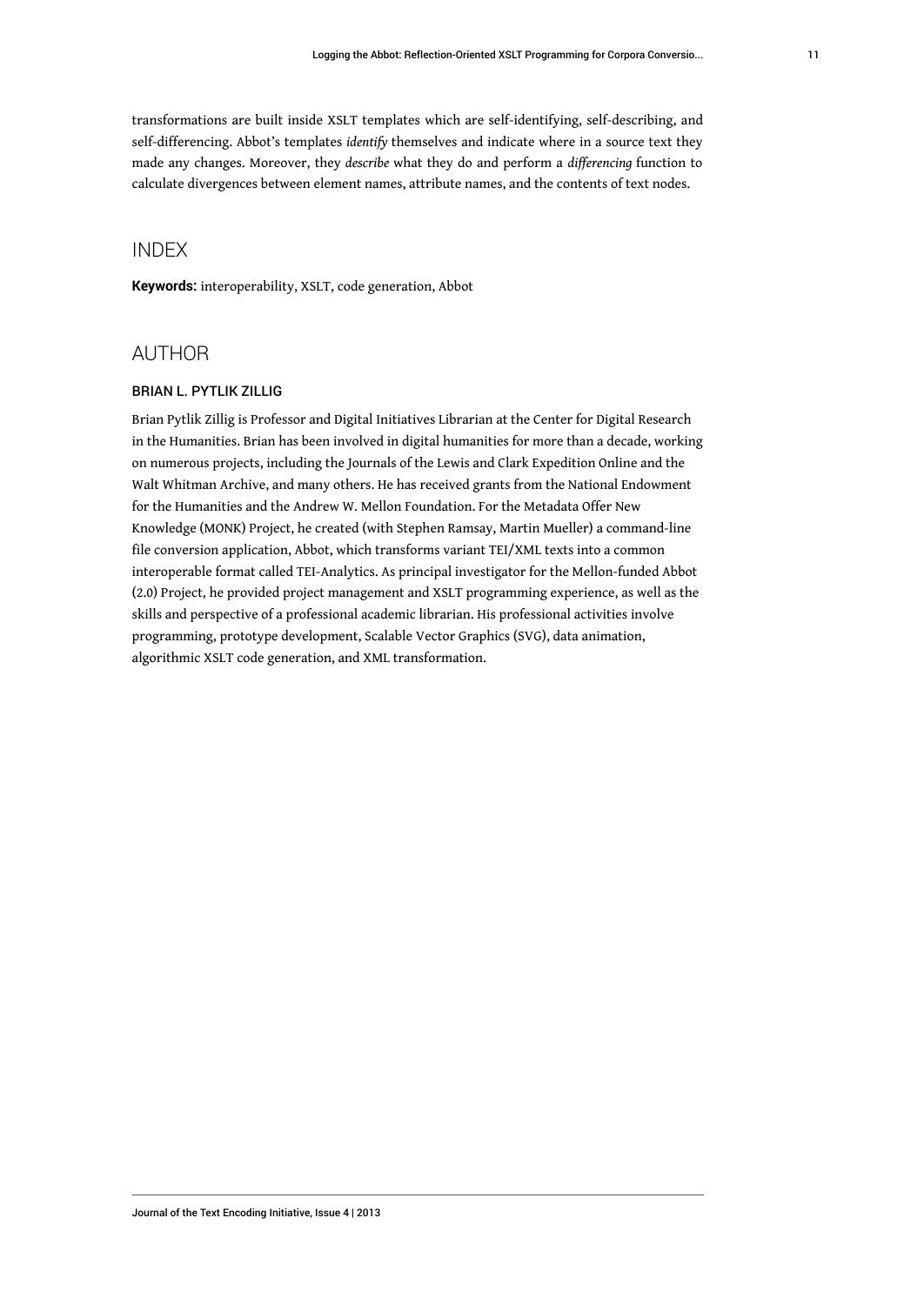transformations are built inside XSLT templates which are self-identifying, self-describing, and self-differencing. Abbot's templates *identify* themselves and indicate where in a source text they made any changes. Moreover, they *describe* what they do and perform a *differencing* function to calculate divergences between element names, attribute names, and the contents of text nodes.

## INDEX

**Keywords:** interoperability, XSLT, code generation, Abbot

## AUTHOR

### BRIAN L. PYTLIK ZILLIG

Brian Pytlik Zillig is Professor and Digital Initiatives Librarian at the Center for Digital Research in the Humanities. Brian has been involved in digital humanities for more than a decade, working on numerous projects, including the Journals of the Lewis and Clark Expedition Online and the Walt Whitman Archive, and many others. He has received grants from the National Endowment for the Humanities and the Andrew W. Mellon Foundation. For the Metadata Offer New Knowledge (MONK) Project, he created (with Stephen Ramsay, Martin Mueller) a command-line file conversion application, Abbot, which transforms variant TEI/XML texts into a common interoperable format called TEI-Analytics. As principal investigator for the Mellon-funded Abbot (2.0) Project, he provided project management and XSLT programming experience, as well as the skills and perspective of a professional academic librarian. His professional activities involve programming, prototype development, Scalable Vector Graphics (SVG), data animation, algorithmic XSLT code generation, and XML transformation.